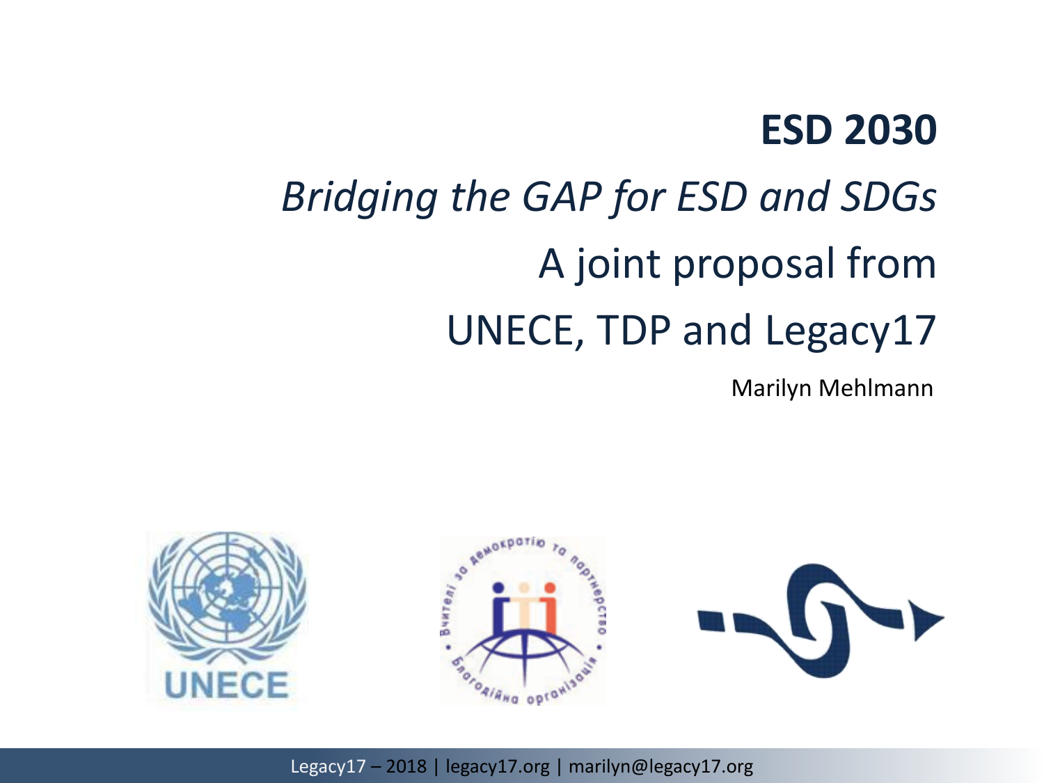# ESD 2030

*Bridging the GAP for ESD and SDGs*

A joint proposal from

UNECE, TDP and Legacy17

Marilyn Mehlmann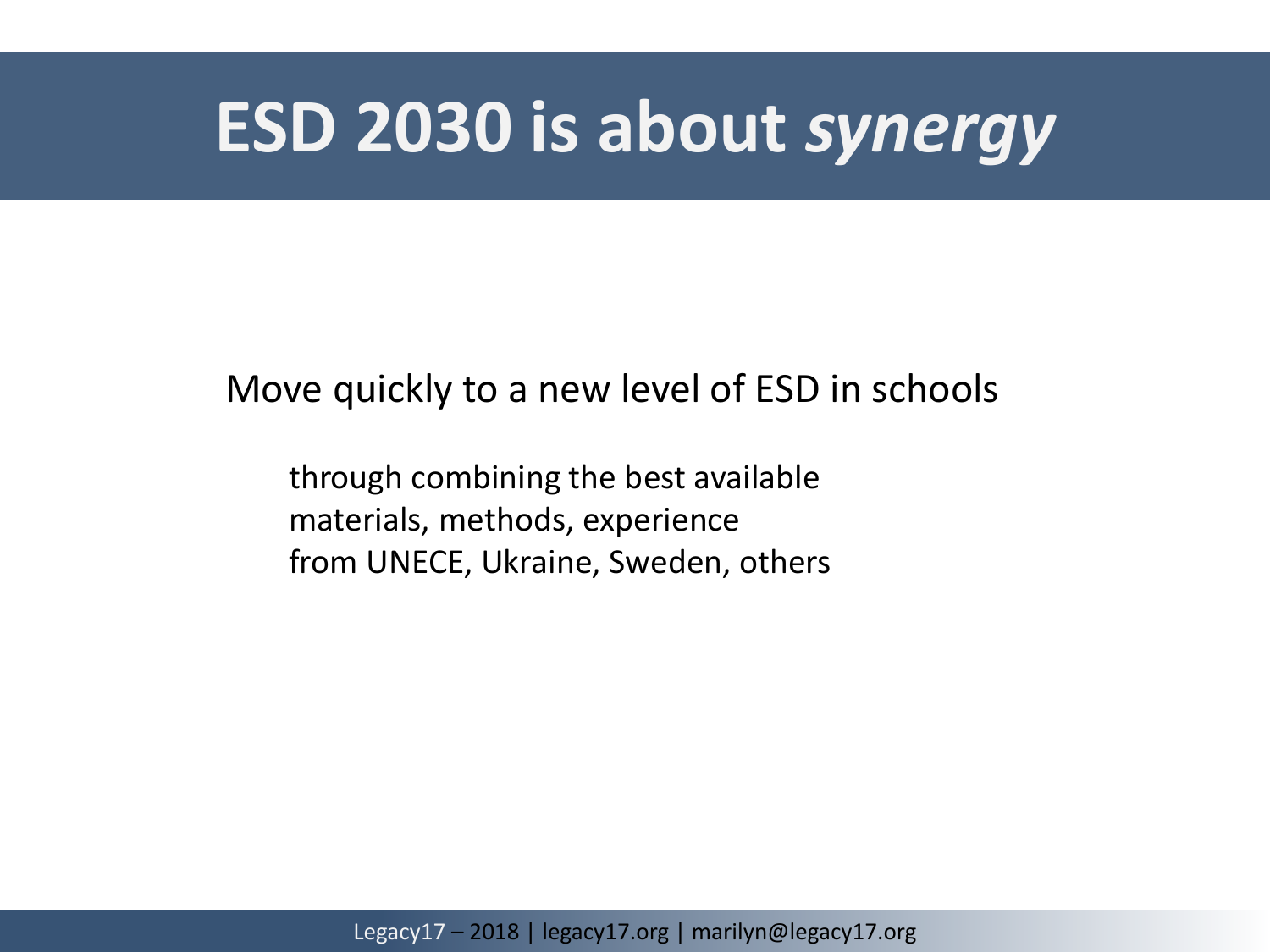# ESD 2030 is about *synergy*

Move quickly to a new level of ESD in schools

through combining the best available
materials, methods, experience
from UNECE, Ukraine, Sweden, others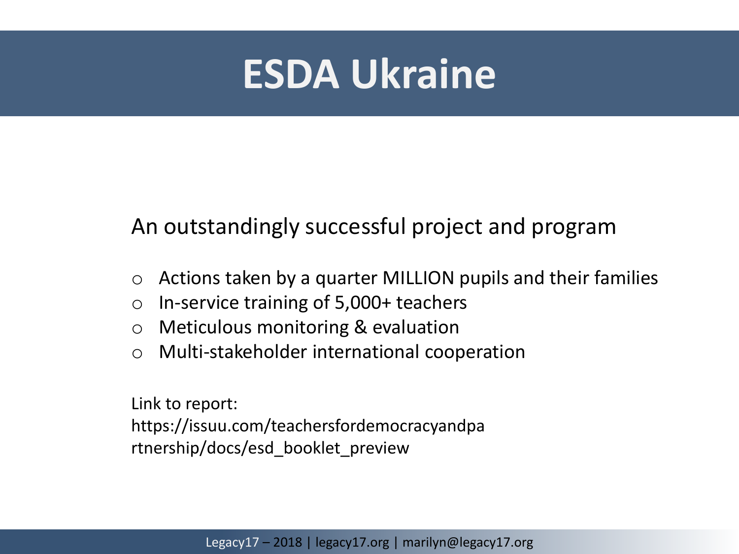# ESDA Ukraine

An outstandingly successful project and program

- Actions taken by a quarter MILLION pupils and their families
- In-service training of 5,000+ teachers
- Meticulous monitoring & evaluation
- Multi-stakeholder international cooperation

Link to report:
https://issuu.com/teachersfordemocracyandpartnership/docs/esd_booklet_preview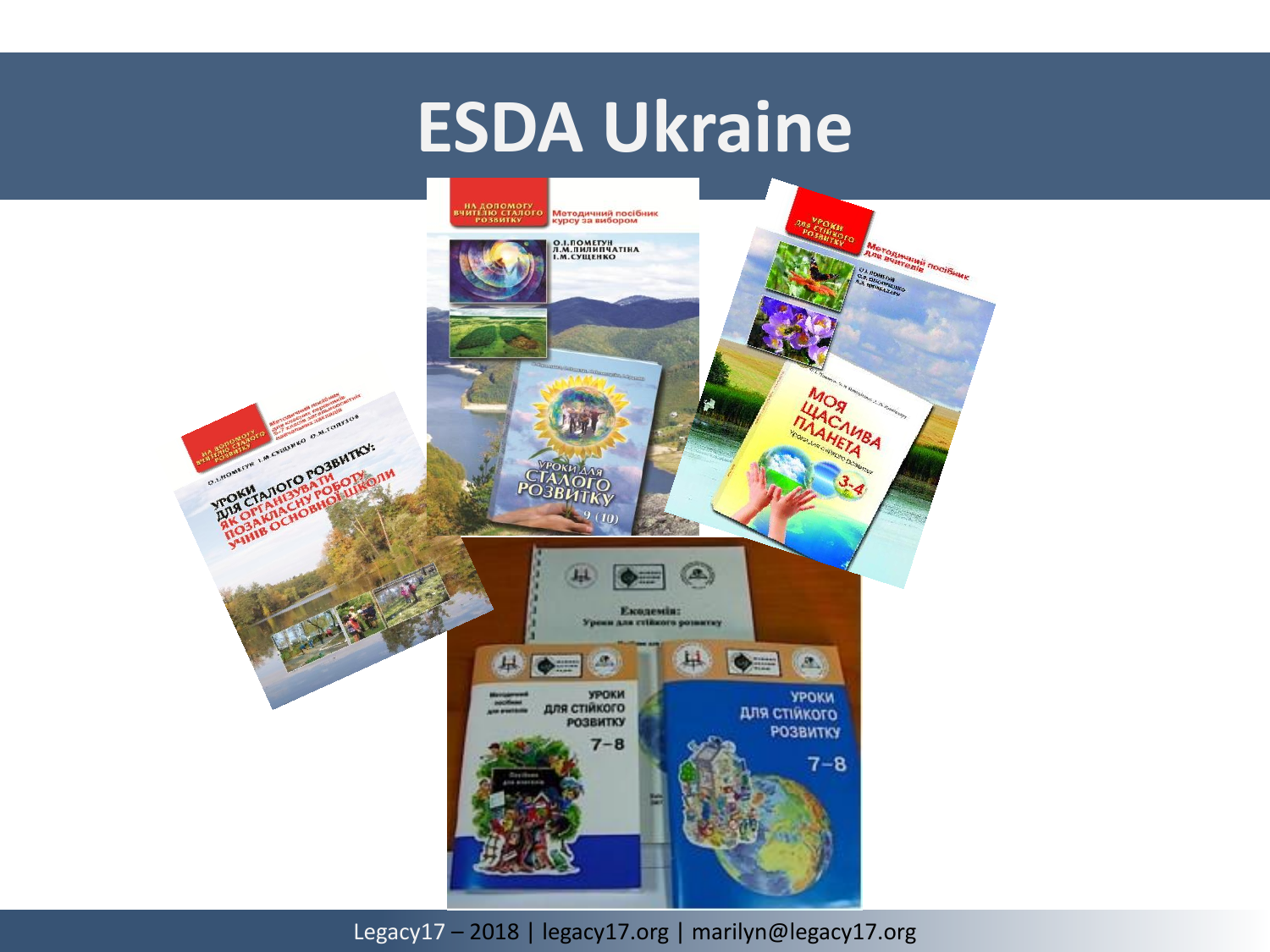# ESDA Ukraine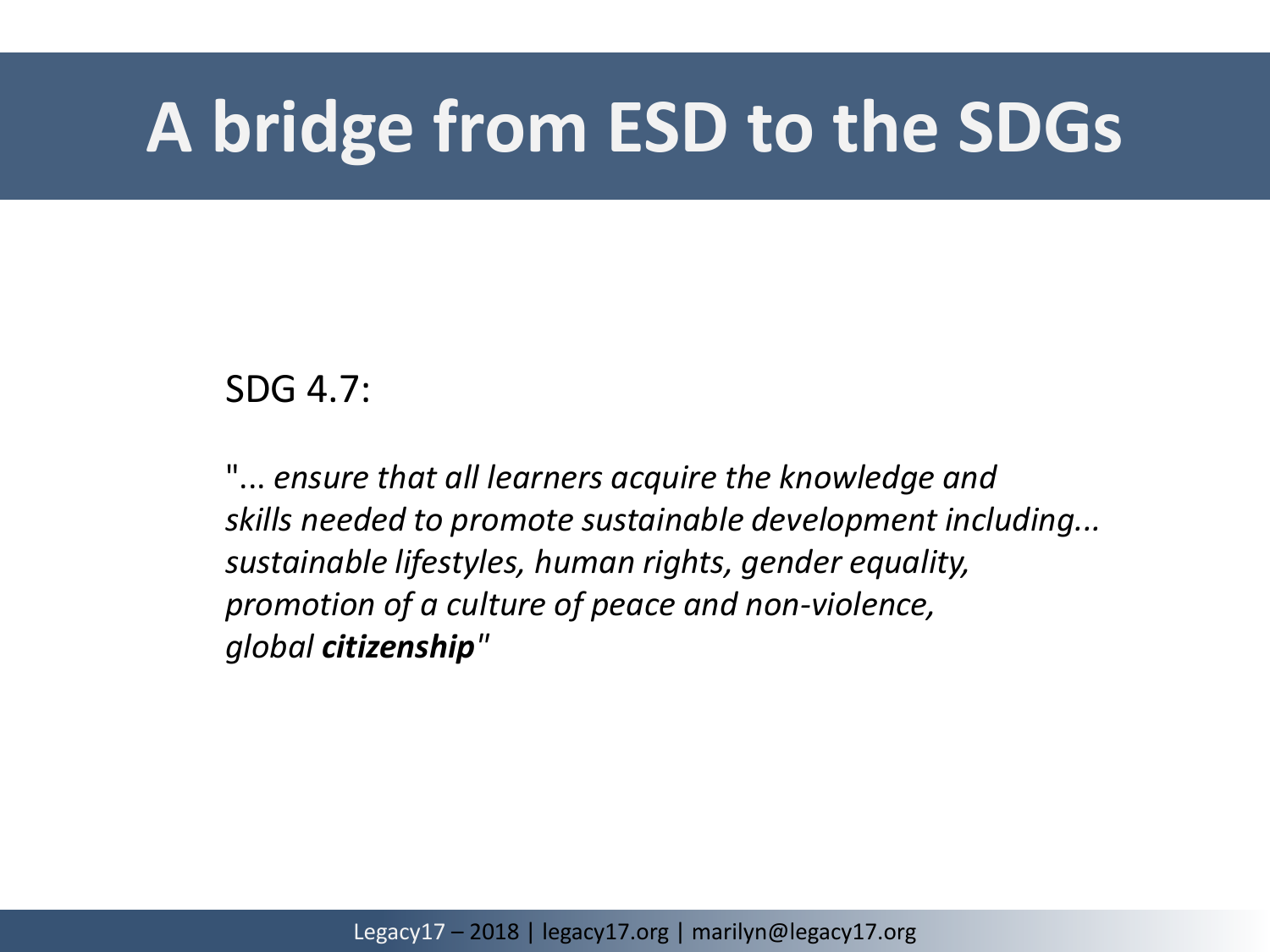# A bridge from ESD to the SDGs

SDG 4.7:

"... *ensure that all learners acquire the knowledge and skills needed to promote sustainable development including... sustainable lifestyles, human rights, gender equality, promotion of a culture of peace and non-violence, global **citizenship**"*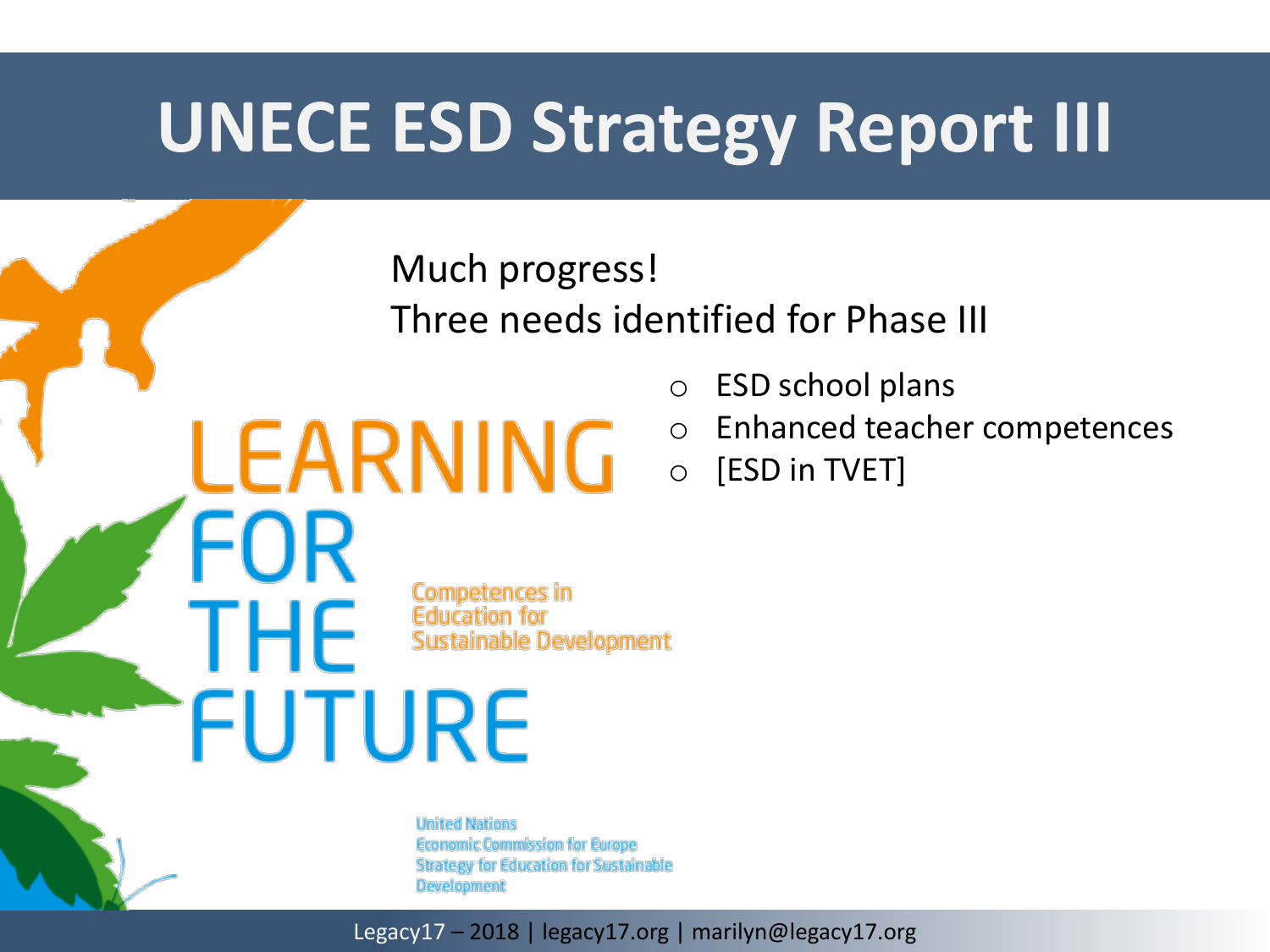# UNECE ESD Strategy Report III

Much progress!
Three needs identified for Phase III

- ESD school plans
- Enhanced teacher competences
- [ESD in TVET]

LEARNING FOR THE FUTURE

Competences in Education for Sustainable Development

United Nations Economic Commission for Europe Strategy for Education for Sustainable Development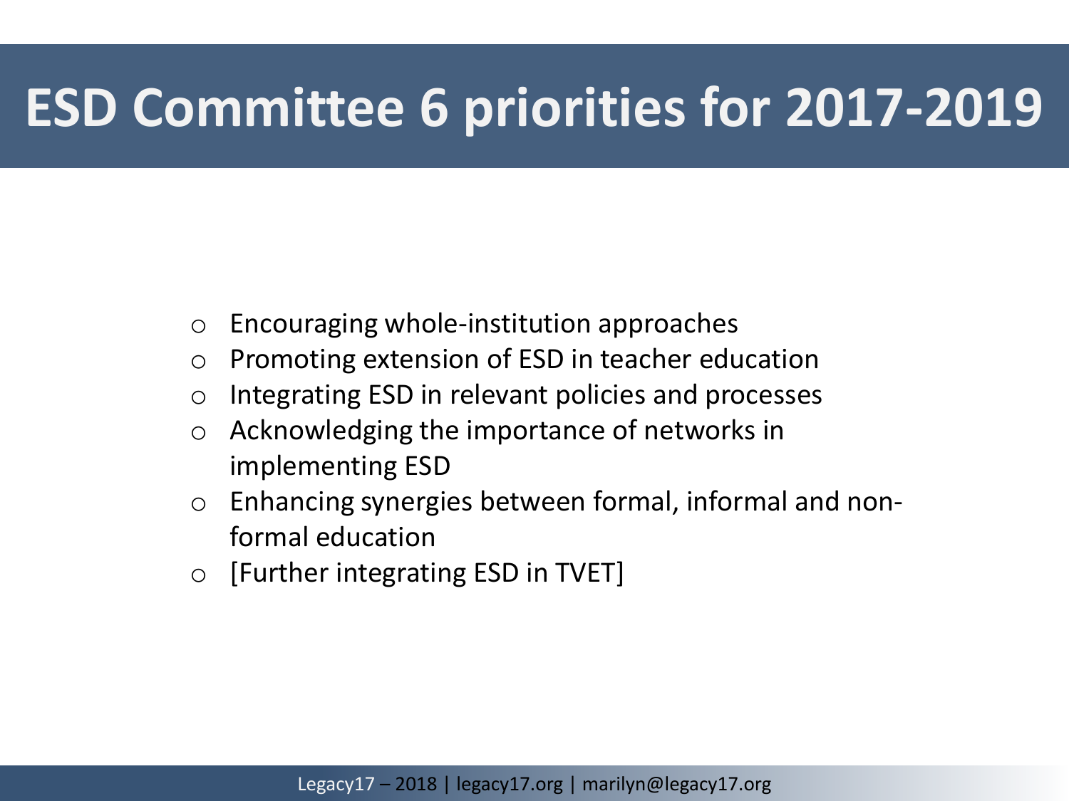# ESD Committee 6 priorities for 2017-2019

- Encouraging whole-institution approaches
- Promoting extension of ESD in teacher education
- Integrating ESD in relevant policies and processes
- Acknowledging the importance of networks in implementing ESD
- Enhancing synergies between formal, informal and non-formal education
- [Further integrating ESD in TVET]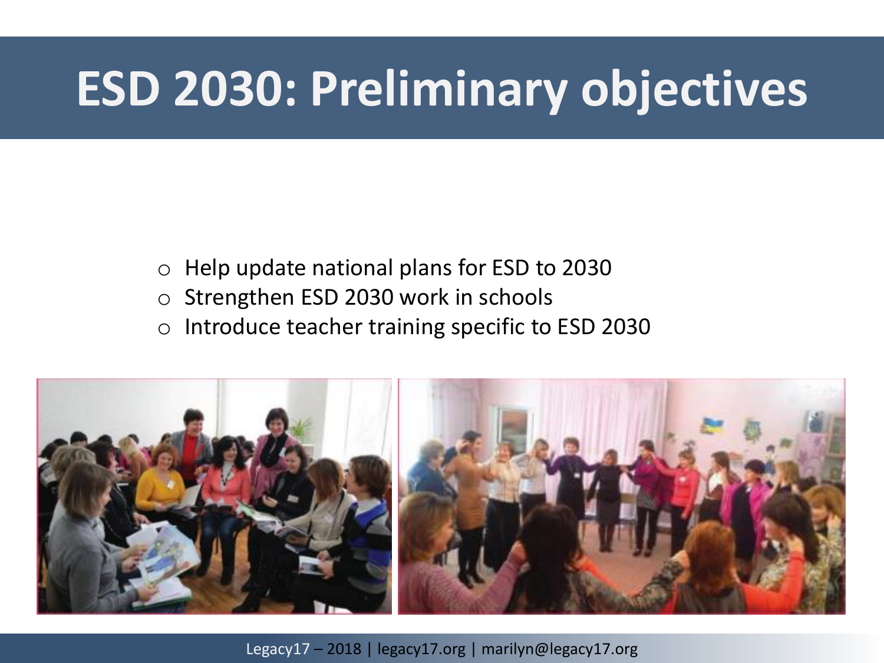# ESD 2030: Preliminary objectives

- Help update national plans for ESD to 2030
- Strengthen ESD 2030 work in schools
- Introduce teacher training specific to ESD 2030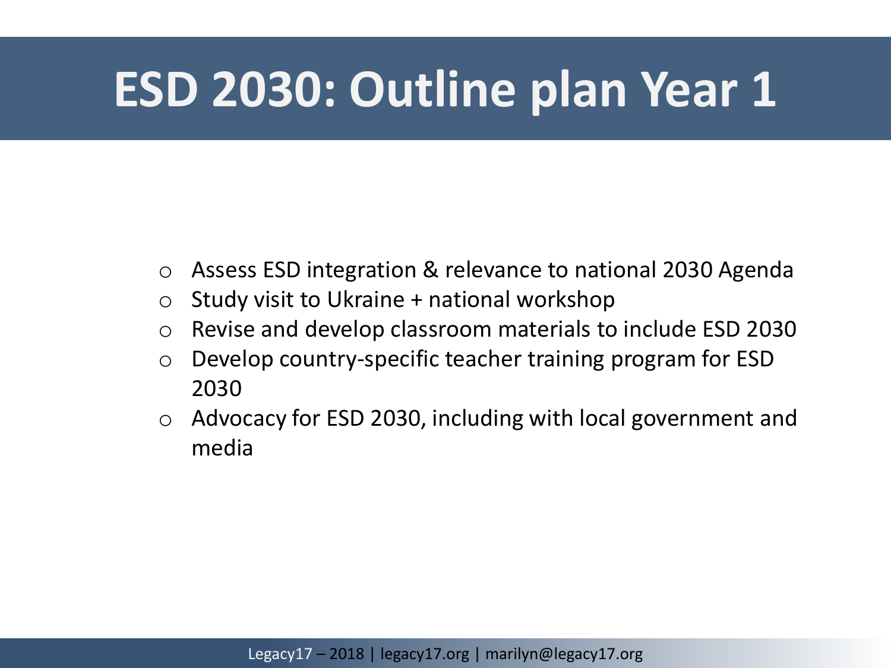# ESD 2030: Outline plan Year 1

- Assess ESD integration & relevance to national 2030 Agenda
- Study visit to Ukraine + national workshop
- Revise and develop classroom materials to include ESD 2030
- Develop country-specific teacher training program for ESD 2030
- Advocacy for ESD 2030, including with local government and media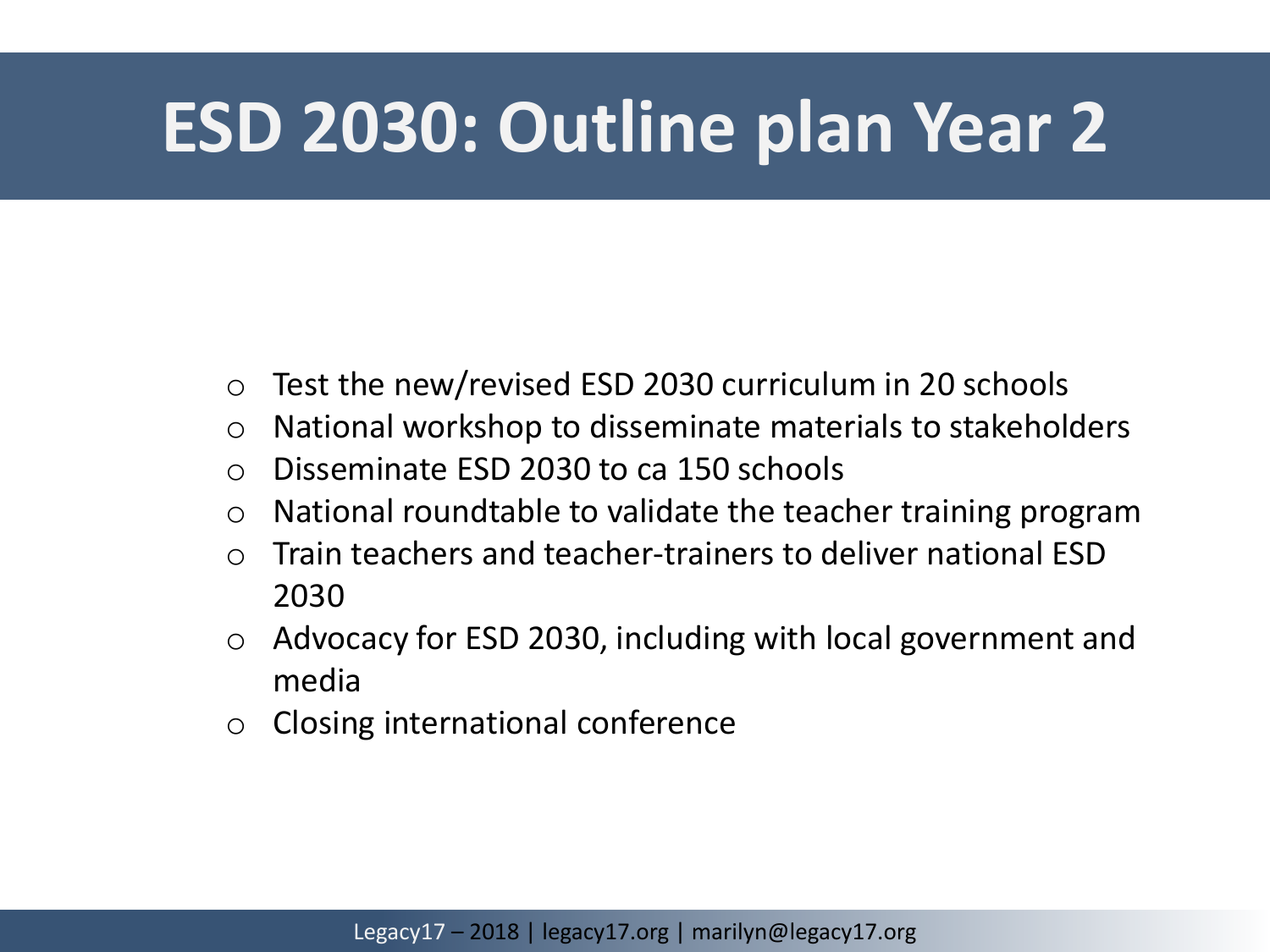# ESD 2030: Outline plan Year 2

- Test the new/revised ESD 2030 curriculum in 20 schools
- National workshop to disseminate materials to stakeholders
- Disseminate ESD 2030 to ca 150 schools
- National roundtable to validate the teacher training program
- Train teachers and teacher-trainers to deliver national ESD 2030
- Advocacy for ESD 2030, including with local government and media
- Closing international conference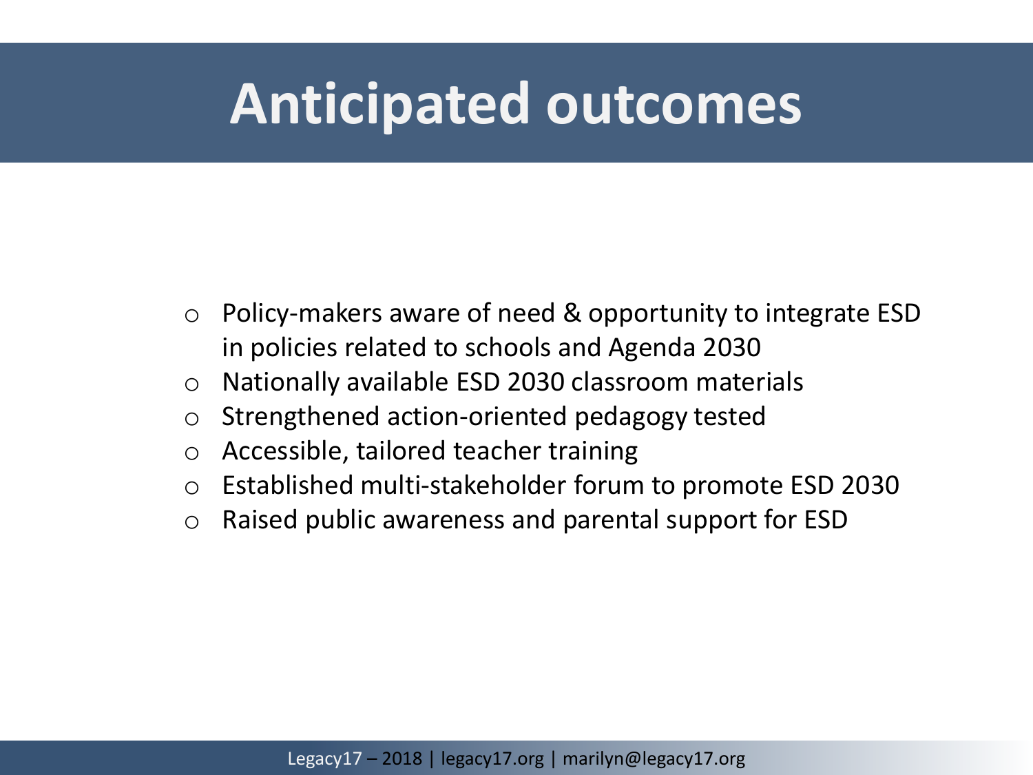# Anticipated outcomes

- Policy-makers aware of need & opportunity to integrate ESD in policies related to schools and Agenda 2030
- Nationally available ESD 2030 classroom materials
- Strengthened action-oriented pedagogy tested
- Accessible, tailored teacher training
- Established multi-stakeholder forum to promote ESD 2030
- Raised public awareness and parental support for ESD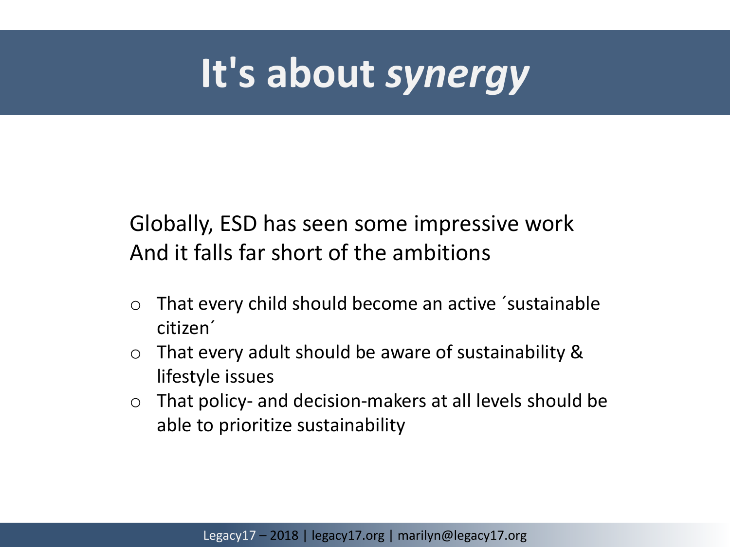# It's about *synergy*

Globally, ESD has seen some impressive work
And it falls far short of the ambitions

- That every child should become an active ´sustainable citizen´
- That every adult should be aware of sustainability & lifestyle issues
- That policy- and decision-makers at all levels should be able to prioritize sustainability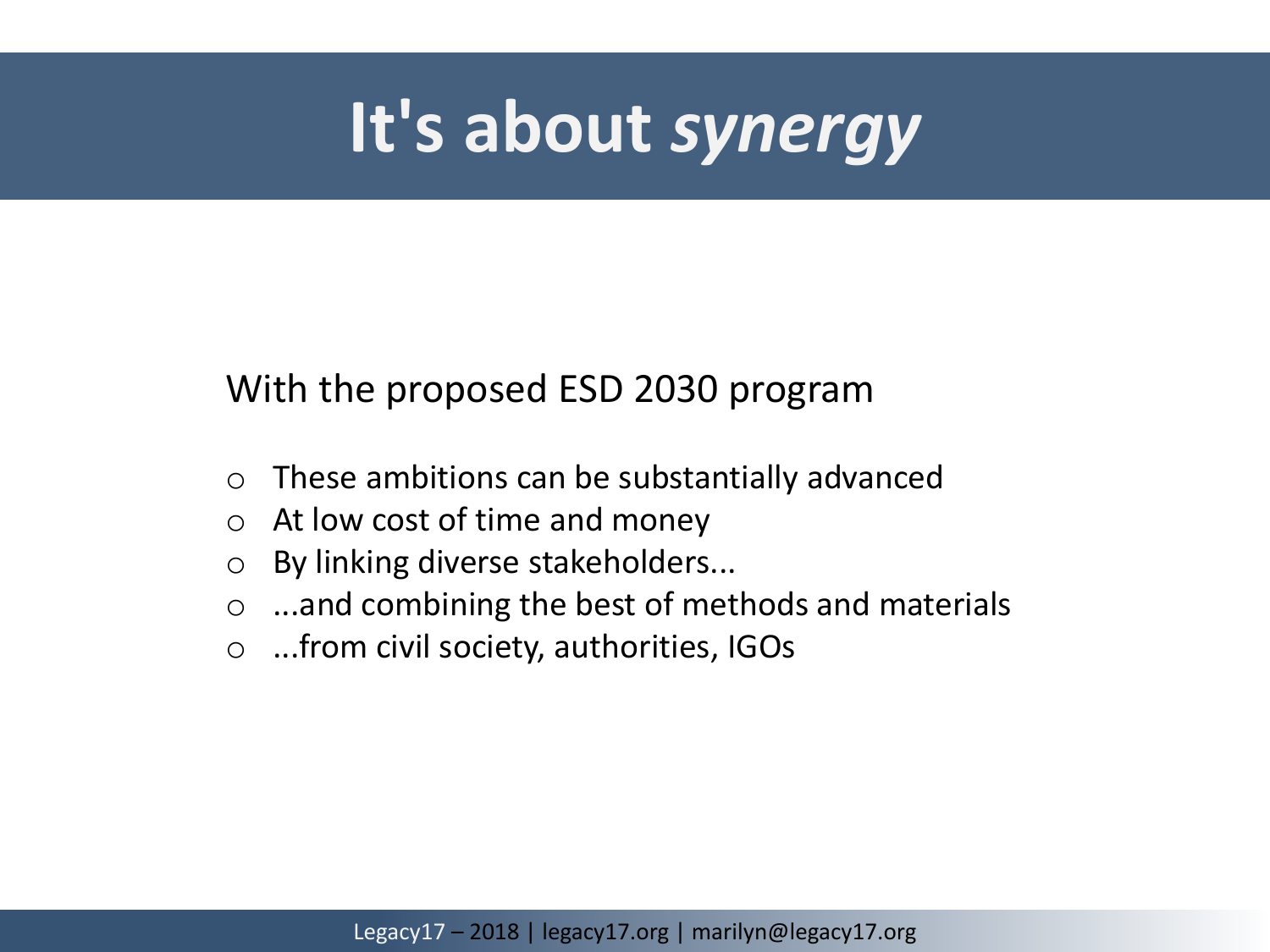# It's about *synergy*

With the proposed ESD 2030 program

- These ambitions can be substantially advanced
- At low cost of time and money
- By linking diverse stakeholders...
- ...and combining the best of methods and materials
- ...from civil society, authorities, IGOs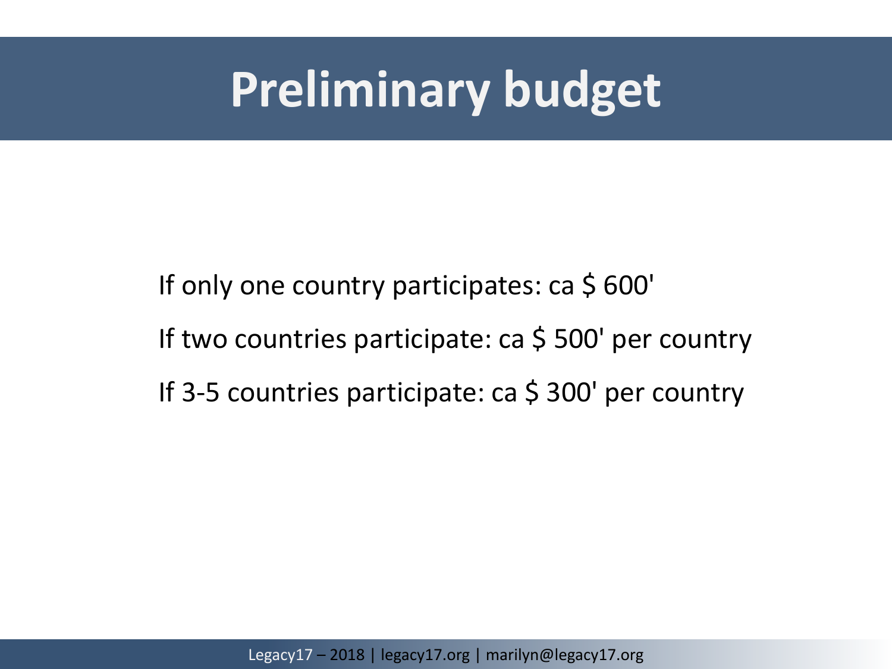# Preliminary budget

If only one country participates: ca $ 600'

If two countries participate: ca $ 500' per country

If 3-5 countries participate: ca $ 300' per country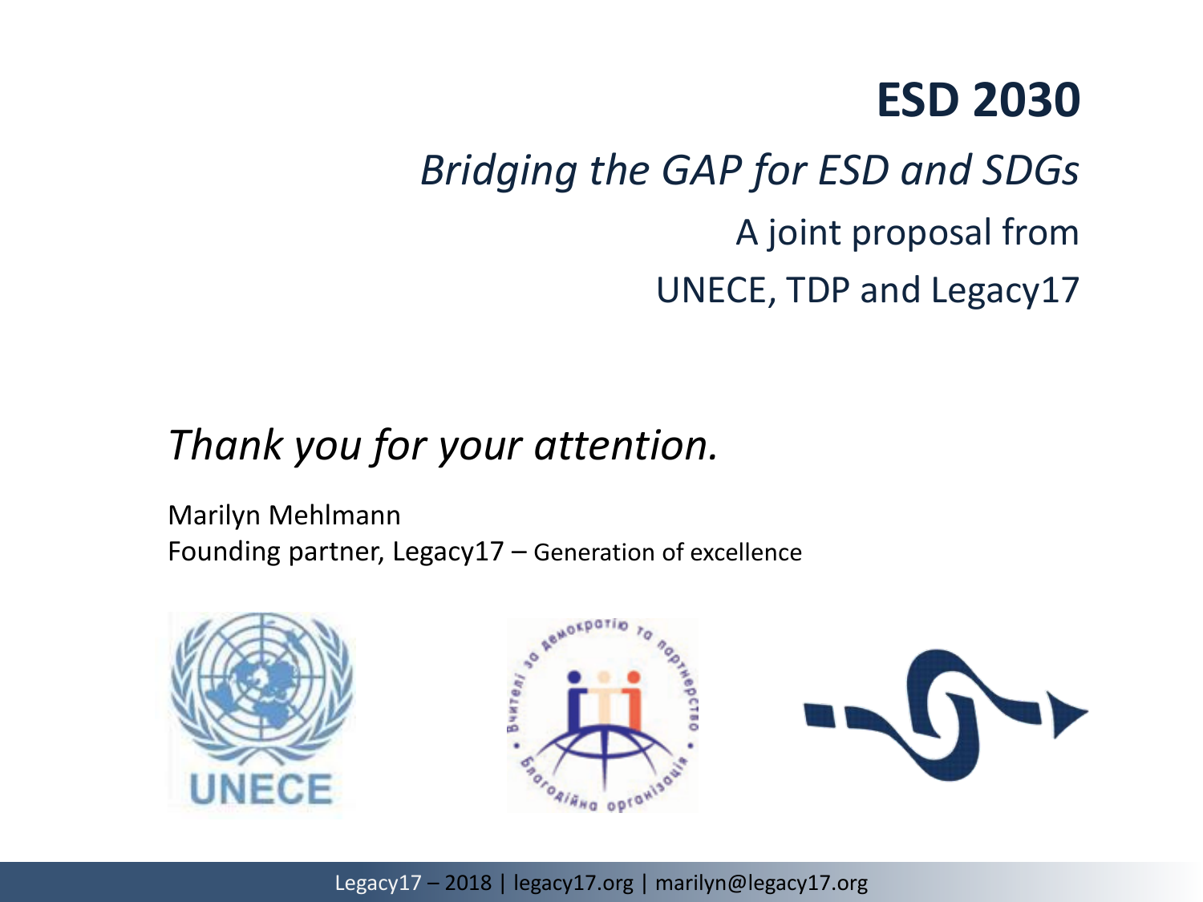# ESD 2030

*Bridging the GAP for ESD and SDGs*

A joint proposal from

UNECE, TDP and Legacy17

*Thank you for your attention.*

Marilyn Mehlmann
Founding partner, Legacy17 – Generation of excellence

Legacy17 – 2018 | legacy17.org | marilyn@legacy17.org